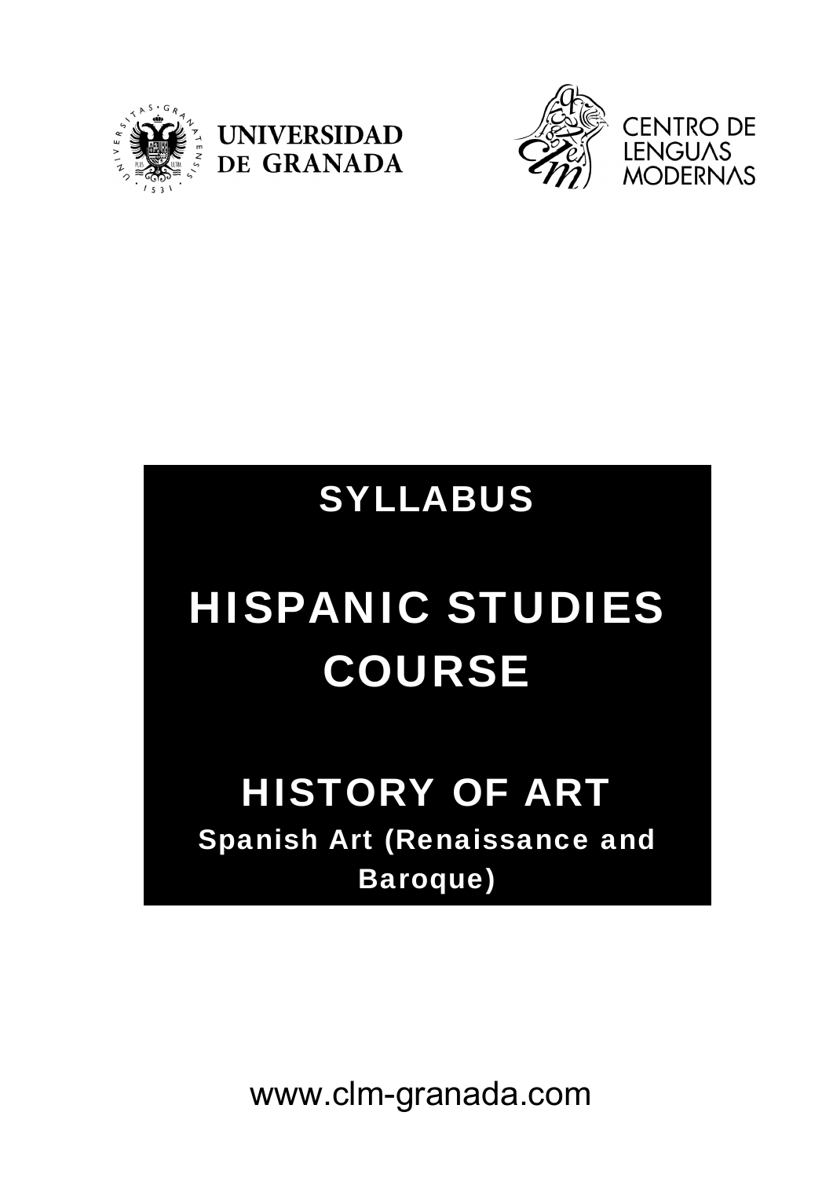UNIVERSIDAD DE GRANADA

CENTRO DE LENGUAS MODERNAS

# SYLLABUS

# HISPANIC STUDIES COURSE

## HISTORY OF ART

**Spanish Art (Renaissance and Baroque)**

www.clm-granada.com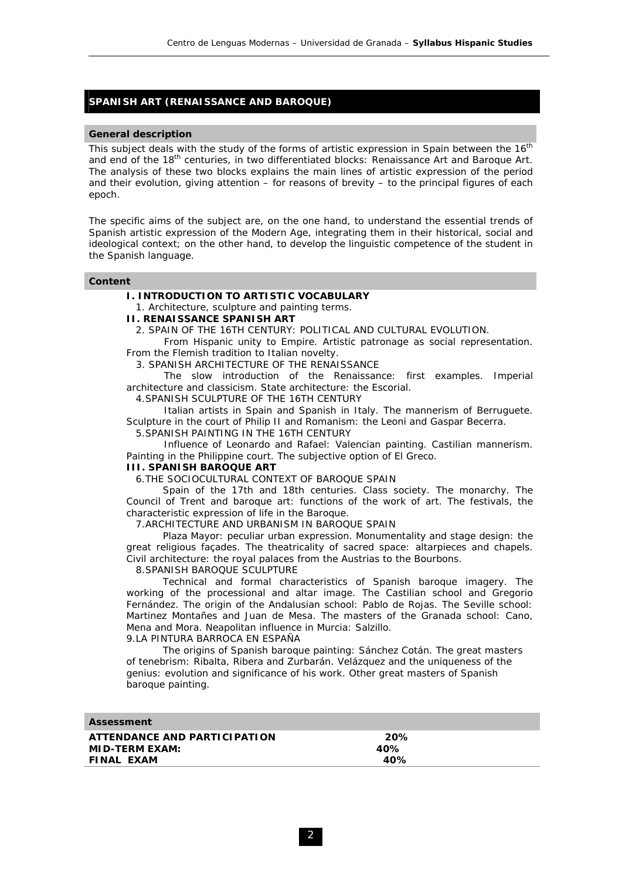## SPANISH ART (RENAISSANCE AND BAROQUE)

### General description

This subject deals with the study of the forms of artistic expression in Spain between the 16th and end of the 18th centuries, in two differentiated blocks: Renaissance Art and Baroque Art. The analysis of these two blocks explains the main lines of artistic expression of the period and their evolution, giving attention – for reasons of brevity – to the principal figures of each epoch.

The specific aims of the subject are, on the one hand, to understand the essential trends of Spanish artistic expression of the Modern Age, integrating them in their historical, social and ideological context; on the other hand, to develop the linguistic competence of the student in the Spanish language.

### Content

**I. INTRODUCTION TO ARTISTIC VOCABULARY**

1. Architecture, sculpture and painting terms.

**II. RENAISSANCE SPANISH ART**

2. SPAIN OF THE 16TH CENTURY: POLITICAL AND CULTURAL EVOLUTION.

From Hispanic unity to Empire. Artistic patronage as social representation. From the Flemish tradition to Italian novelty.

3. SPANISH ARCHITECTURE OF THE RENAISSANCE

The slow introduction of the Renaissance: first examples. Imperial architecture and classicism. State architecture: the Escorial.

4. SPANISH SCULPTURE OF THE 16TH CENTURY

Italian artists in Spain and Spanish in Italy. The mannerism of Berruguete. Sculpture in the court of Philip II and Romanism: the Leoni and Gaspar Becerra.

5. SPANISH PAINTING IN THE 16TH CENTURY

Influence of Leonardo and Rafael: Valencian painting. Castilian mannerism. Painting in the Philippine court. The subjective option of El Greco.

**III. SPANISH BAROQUE ART**

6. THE SOCIOCULTURAL CONTEXT OF BAROQUE SPAIN

Spain of the 17th and 18th centuries. Class society. The monarchy. The Council of Trent and baroque art: functions of the work of art. The festivals, the characteristic expression of life in the Baroque.

7. ARCHITECTURE AND URBANISM IN BAROQUE SPAIN

Plaza Mayor: peculiar urban expression. Monumentality and stage design: the great religious façades. The theatricality of sacred space: altarpieces and chapels. Civil architecture: the royal palaces from the Austrias to the Bourbons.

8. SPANISH BAROQUE SCULPTURE

Technical and formal characteristics of Spanish baroque imagery. The working of the processional and altar image. The Castilian school and Gregorio Fernández. The origin of the Andalusian school: Pablo de Rojas. The Seville school: Martinez Montañes and Juan de Mesa. The masters of the Granada school: Cano, Mena and Mora. Neapolitan influence in Murcia: Salzillo.

9. LA PINTURA BARROCA EN ESPAÑA

The origins of Spanish baroque painting: Sánchez Cotán. The great masters of tenebrism: Ribalta, Ribera and Zurbarán. Velázquez and the uniqueness of the genius: evolution and significance of his work. Other great masters of Spanish baroque painting.

### Assessment

| | |
|---|---|
| **ATTENDANCE AND PARTICIPATION** | **20%** |
| **MID-TERM EXAM:** | **40%** |
| **FINAL EXAM** | **40%** |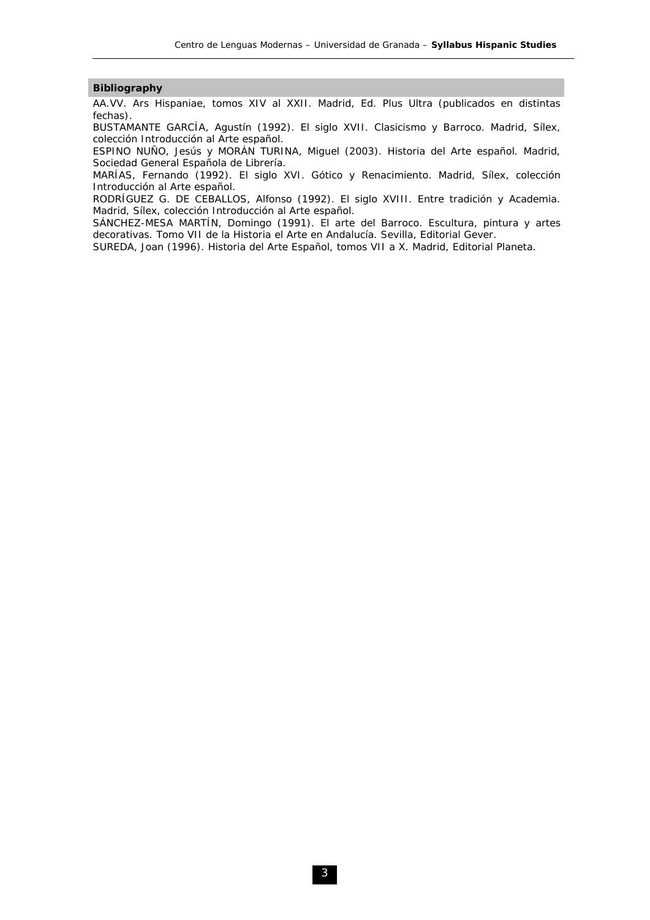## Bibliography

AA.VV. Ars Hispaniae, tomos XIV al XXII. Madrid, Ed. Plus Ultra (publicados en distintas fechas).

BUSTAMANTE GARCÍA, Agustín (1992). El siglo XVII. Clasicismo y Barroco. Madrid, Sílex, colección Introducción al Arte español.

ESPINO NUÑO, Jesús y MORÁN TURINA, Miguel (2003). Historia del Arte español. Madrid, Sociedad General Española de Librería.

MARÍAS, Fernando (1992). El siglo XVI. Gótico y Renacimiento. Madrid, Sílex, colección Introducción al Arte español.

RODRÍGUEZ G. DE CEBALLOS, Alfonso (1992). El siglo XVIII. Entre tradición y Academia. Madrid, Sílex, colección Introducción al Arte español.

SÁNCHEZ-MESA MARTÍN, Domingo (1991). El arte del Barroco. Escultura, pintura y artes decorativas. Tomo VII de la Historia el Arte en Andalucía. Sevilla, Editorial Gever.

SUREDA, Joan (1996). Historia del Arte Español, tomos VII a X. Madrid, Editorial Planeta.